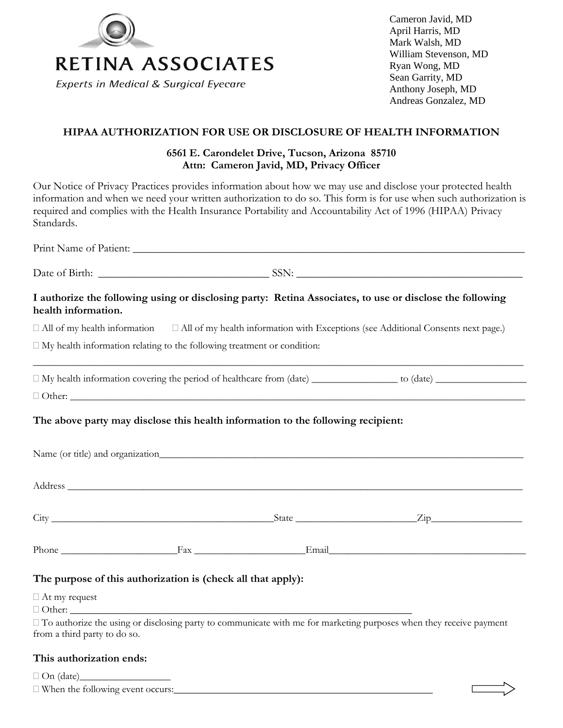**RETINA ASSOCIATES**

*Experts in Medical & Surgical Eyecare*

Cameron Javid, MD
April Harris, MD
Mark Walsh, MD
William Stevenson, MD
Ryan Wong, MD
Sean Garrity, MD
Anthony Joseph, MD
Andreas Gonzalez, MD

## HIPAA AUTHORIZATION FOR USE OR DISCLOSURE OF HEALTH INFORMATION

**6561 E. Carondelet Drive, Tucson, Arizona 85710**
**Attn: Cameron Javid, MD, Privacy Officer**

Our Notice of Privacy Practices provides information about how we may use and disclose your protected health information and when we need your written authorization to do so. This form is for use when such authorization is required and complies with the Health Insurance Portability and Accountability Act of 1996 (HIPAA) Privacy Standards.

Print Name of Patient: ___________________________________________

Date of Birth: ______________________ SSN: ___________________________

**I authorize the following using or disclosing party: Retina Associates, to use or disclose the following health information.**

☐ All of my health information ☐ All of my health information with Exceptions (see Additional Consents next page.)

☐ My health information relating to the following treatment or condition:

_______________________________________________________________

☐ My health information covering the period of healthcare from (date) _____________ to (date) ______________

☐ Other: ___________________________________________________________

**The above party may disclose this health information to the following recipient:**

Name (or title) and organization_____________________________________________

Address _____________________________________________________________

City ____________________________State _______________Zip_____________

Phone ________________Fax ________________Email___________________________

**The purpose of this authorization is (check all that apply):**

☐ At my request
☐ Other: ___________________________________________________
☐ To authorize the using or disclosing party to communicate with me for marketing purposes when they receive payment from a third party to do so.

**This authorization ends:**

☐ On (date)_____________
☐ When the following event occurs:______________________________________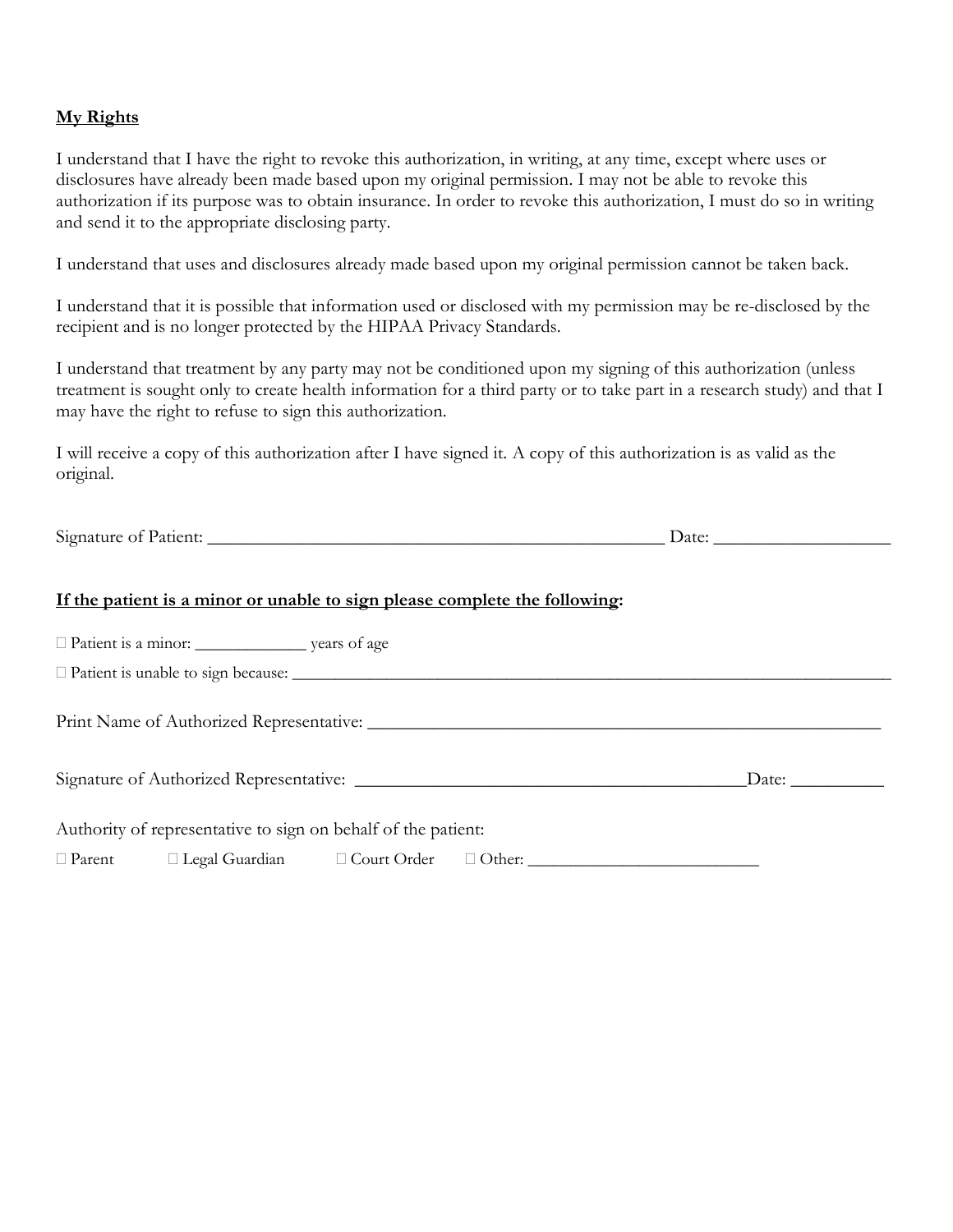**My Rights**

I understand that I have the right to revoke this authorization, in writing, at any time, except where uses or disclosures have already been made based upon my original permission. I may not be able to revoke this authorization if its purpose was to obtain insurance. In order to revoke this authorization, I must do so in writing and send it to the appropriate disclosing party.

I understand that uses and disclosures already made based upon my original permission cannot be taken back.

I understand that it is possible that information used or disclosed with my permission may be re-disclosed by the recipient and is no longer protected by the HIPAA Privacy Standards.

I understand that treatment by any party may not be conditioned upon my signing of this authorization (unless treatment is sought only to create health information for a third party or to take part in a research study) and that I may have the right to refuse to sign this authorization.

I will receive a copy of this authorization after I have signed it. A copy of this authorization is as valid as the original.

Signature of Patient: ___________________________________________________ Date: ___________________

**If the patient is a minor or unable to sign please complete the following:**

☐ Patient is a minor: _____________ years of age

☐ Patient is unable to sign because: ___________________________________________________________________________

Print Name of Authorized Representative: __________________________________________________________

Signature of Authorized Representative: ____________________________________________Date: __________

Authority of representative to sign on behalf of the patient:

☐ Parent ☐ Legal Guardian ☐ Court Order ☐ Other: __________________________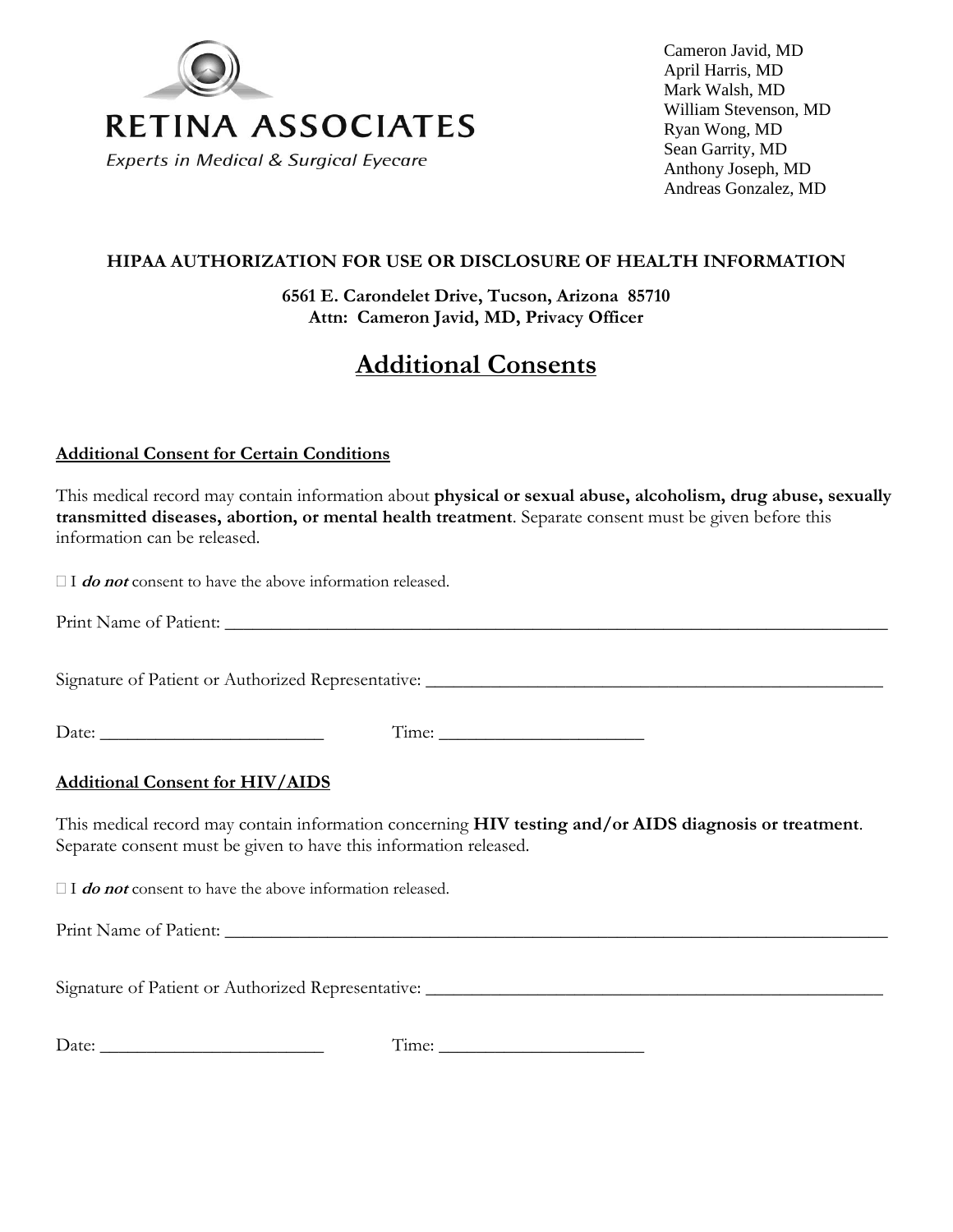RETINA ASSOCIATES

Experts in Medical & Surgical Eyecare

Cameron Javid, MD
April Harris, MD
Mark Walsh, MD
William Stevenson, MD
Ryan Wong, MD
Sean Garrity, MD
Anthony Joseph, MD
Andreas Gonzalez, MD

**HIPAA AUTHORIZATION FOR USE OR DISCLOSURE OF HEALTH INFORMATION**

**6561 E. Carondelet Drive, Tucson, Arizona 85710**
**Attn: Cameron Javid, MD, Privacy Officer**

# Additional Consents

## Additional Consent for Certain Conditions

This medical record may contain information about **physical or sexual abuse, alcoholism, drug abuse, sexually transmitted diseases, abortion, or mental health treatment**. Separate consent must be given before this information can be released.

☐ I ***do not*** consent to have the above information released.

Print Name of Patient: ____________________________________________

Signature of Patient or Authorized Representative: ____________________________________________

Date: ________________________ Time: ______________________

## Additional Consent for HIV/AIDS

This medical record may contain information concerning **HIV testing and/or AIDS diagnosis or treatment**. Separate consent must be given to have this information released.

☐ I ***do not*** consent to have the above information released.

Print Name of Patient: ____________________________________________

Signature of Patient or Authorized Representative: ____________________________________________

Date: ________________________ Time: ______________________